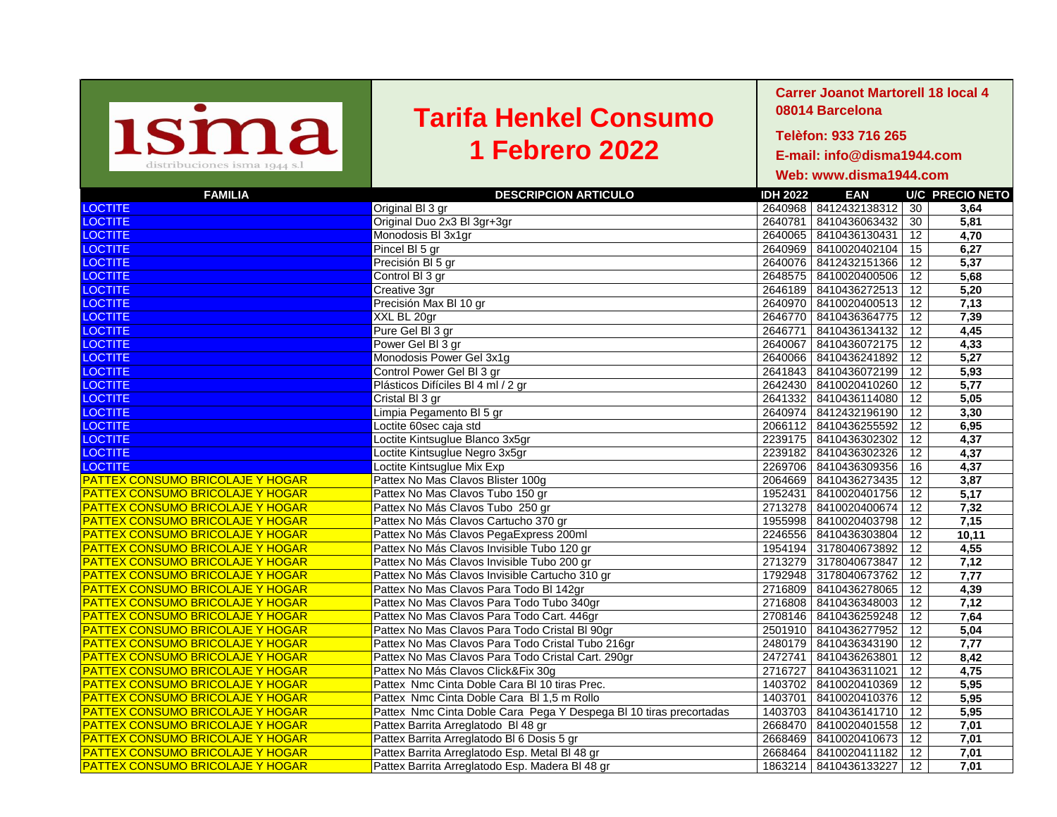isma
distribuciones isma 1944 s.l

# Tarifa Henkel Consumo 1 Febrero 2022

**Carrer Joanot Martorell 18 local 4**
**08014 Barcelona**
**Telèfon: 933 716 265**
**E-mail: info@disma1944.com**
**Web: www.disma1944.com**

| FAMILIA | DESCRIPCION ARTICULO | IDH 2022 | EAN | U/C | PRECIO NETO |
|---|---|---|---|---|---|
| LOCTITE | Original Bl 3 gr | 2640968 | 8412432138312 | 30 | 3,64 |
| LOCTITE | Original Duo 2x3 Bl 3gr+3gr | 2640781 | 8410436063432 | 30 | 5,81 |
| LOCTITE | Monodosis Bl 3x1gr | 2640065 | 8410436130431 | 12 | 4,70 |
| LOCTITE | Pincel Bl 5 gr | 2640969 | 8410020402104 | 15 | 6,27 |
| LOCTITE | Precisión Bl 5 gr | 2640076 | 8412432151366 | 12 | 5,37 |
| LOCTITE | Control Bl 3 gr | 2648575 | 8410020400506 | 12 | 5,68 |
| LOCTITE | Creative 3gr | 2646189 | 8410436272513 | 12 | 5,20 |
| LOCTITE | Precisión Max Bl 10 gr | 2640970 | 8410020400513 | 12 | 7,13 |
| LOCTITE | XXL BL 20gr | 2646770 | 8410436364775 | 12 | 7,39 |
| LOCTITE | Pure Gel Bl 3 gr | 2646771 | 8410436134132 | 12 | 4,45 |
| LOCTITE | Power Gel Bl 3 gr | 2640067 | 8410436072175 | 12 | 4,33 |
| LOCTITE | Monodosis Power Gel 3x1g | 2640066 | 8410436241892 | 12 | 5,27 |
| LOCTITE | Control Power Gel Bl 3 gr | 2641843 | 8410436072199 | 12 | 5,93 |
| LOCTITE | Plásticos Difíciles Bl 4 ml / 2 gr | 2642430 | 8410020410260 | 12 | 5,77 |
| LOCTITE | Cristal Bl 3 gr | 2641332 | 8410436114080 | 12 | 5,05 |
| LOCTITE | Limpia Pegamento Bl 5 gr | 2640974 | 8412432196190 | 12 | 3,30 |
| LOCTITE | Loctite 60sec caja std | 2066112 | 8410436255592 | 12 | 6,95 |
| LOCTITE | Loctite Kintsuglue Blanco 3x5gr | 2239175 | 8410436302302 | 12 | 4,37 |
| LOCTITE | Loctite Kintsuglue Negro 3x5gr | 2239182 | 8410436302326 | 12 | 4,37 |
| LOCTITE | Loctite Kintsuglue Mix Exp | 2269706 | 8410436309356 | 16 | 4,37 |
| PATTEX CONSUMO BRICOLAJE Y HOGAR | Pattex No Mas Clavos Blister 100g | 2064669 | 8410436273435 | 12 | 3,87 |
| PATTEX CONSUMO BRICOLAJE Y HOGAR | Pattex No Mas Clavos Tubo 150 gr | 1952431 | 8410020401756 | 12 | 5,17 |
| PATTEX CONSUMO BRICOLAJE Y HOGAR | Pattex No Más Clavos Tubo 250 gr | 2713278 | 8410020400674 | 12 | 7,32 |
| PATTEX CONSUMO BRICOLAJE Y HOGAR | Pattex No Más Clavos Cartucho 370 gr | 1955998 | 8410020403798 | 12 | 7,15 |
| PATTEX CONSUMO BRICOLAJE Y HOGAR | Pattex No Más Clavos PegaExpress 200ml | 2246556 | 8410436303804 | 12 | 10,11 |
| PATTEX CONSUMO BRICOLAJE Y HOGAR | Pattex No Más Clavos Invisible Tubo 120 gr | 1954194 | 3178040673892 | 12 | 4,55 |
| PATTEX CONSUMO BRICOLAJE Y HOGAR | Pattex No Más Clavos Invisible Tubo 200 gr | 2713279 | 3178040673847 | 12 | 7,12 |
| PATTEX CONSUMO BRICOLAJE Y HOGAR | Pattex No Más Clavos Invisible Cartucho 310 gr | 1792948 | 3178040673762 | 12 | 7,77 |
| PATTEX CONSUMO BRICOLAJE Y HOGAR | Pattex No Mas Clavos Para Todo Bl 142gr | 2716809 | 8410436278065 | 12 | 4,39 |
| PATTEX CONSUMO BRICOLAJE Y HOGAR | Pattex No Mas Clavos Para Todo Tubo 340gr | 2716808 | 8410436348003 | 12 | 7,12 |
| PATTEX CONSUMO BRICOLAJE Y HOGAR | Pattex No Mas Clavos Para Todo Cart. 446gr | 2708146 | 8410436259248 | 12 | 7,64 |
| PATTEX CONSUMO BRICOLAJE Y HOGAR | Pattex No Mas Clavos Para Todo Cristal Bl 90gr | 2501910 | 8410436277952 | 12 | 5,04 |
| PATTEX CONSUMO BRICOLAJE Y HOGAR | Pattex No Mas Clavos Para Todo Cristal Tubo 216gr | 2480179 | 8410436343190 | 12 | 7,77 |
| PATTEX CONSUMO BRICOLAJE Y HOGAR | Pattex No Mas Clavos Para Todo Cristal Cart. 290gr | 2472741 | 8410436263801 | 12 | 8,42 |
| PATTEX CONSUMO BRICOLAJE Y HOGAR | Pattex No Más Clavos Click&Fix 30g | 2716727 | 8410436311021 | 12 | 4,75 |
| PATTEX CONSUMO BRICOLAJE Y HOGAR | Pattex Nmc Cinta Doble Cara Bl 10 tiras Prec. | 1403702 | 8410020410369 | 12 | 5,95 |
| PATTEX CONSUMO BRICOLAJE Y HOGAR | Pattex Nmc Cinta Doble Cara Bl 1,5 m Rollo | 1403701 | 8410020410376 | 12 | 5,95 |
| PATTEX CONSUMO BRICOLAJE Y HOGAR | Pattex Nmc Cinta Doble Cara Pega Y Despega Bl 10 tiras precortadas | 1403703 | 8410436141710 | 12 | 5,95 |
| PATTEX CONSUMO BRICOLAJE Y HOGAR | Pattex Barrita Arreglatodo Bl 48 gr | 2668470 | 8410020401558 | 12 | 7,01 |
| PATTEX CONSUMO BRICOLAJE Y HOGAR | Pattex Barrita Arreglatodo Bl 6 Dosis 5 gr | 2668469 | 8410020410673 | 12 | 7,01 |
| PATTEX CONSUMO BRICOLAJE Y HOGAR | Pattex Barrita Arreglatodo Esp. Metal Bl 48 gr | 2668464 | 8410020411182 | 12 | 7,01 |
| PATTEX CONSUMO BRICOLAJE Y HOGAR | Pattex Barrita Arreglatodo Esp. Madera Bl 48 gr | 1863214 | 8410436133227 | 12 | 7,01 |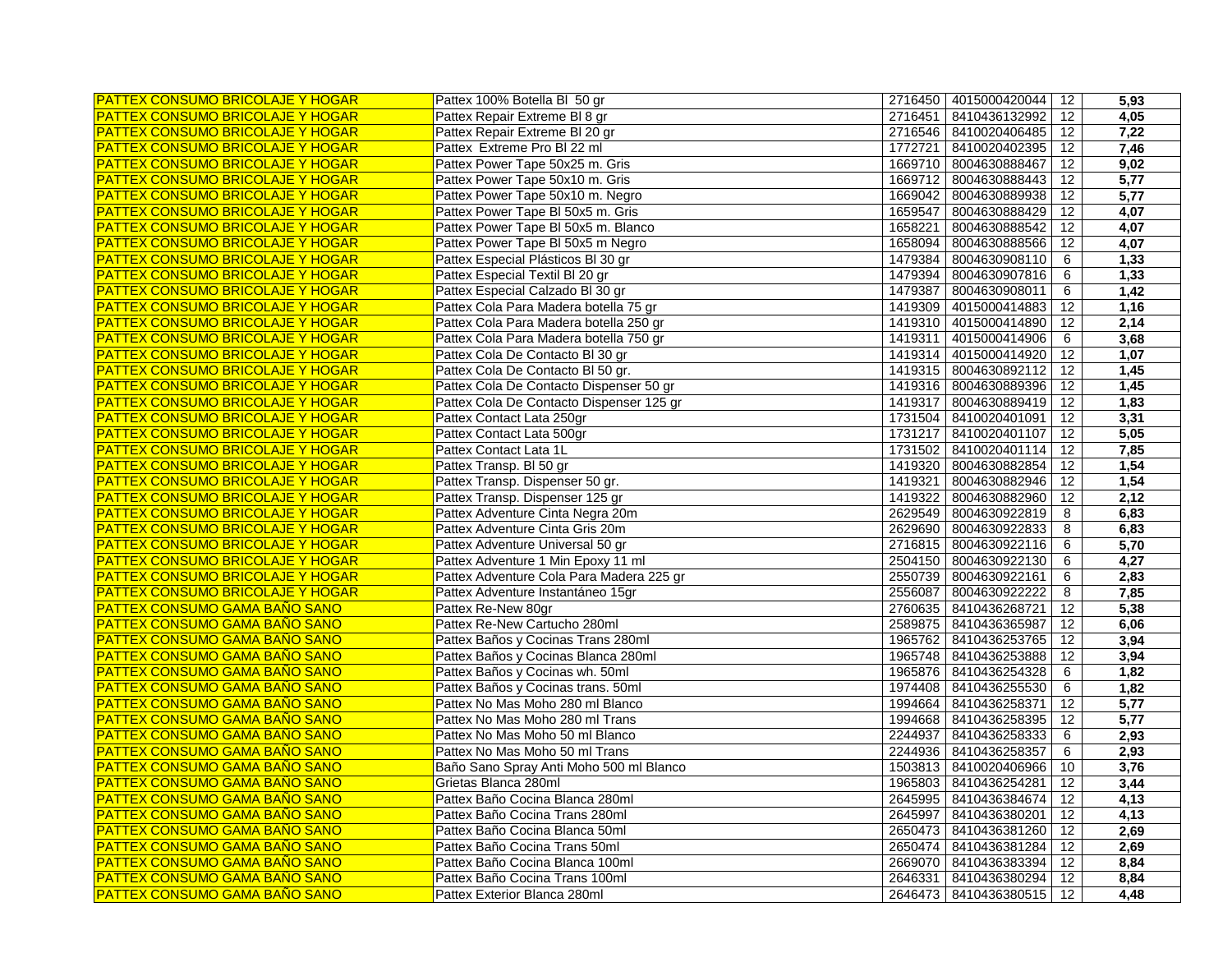| | | | | | |
|---|---|---|---|---|---|
| PATTEX CONSUMO BRICOLAJE Y HOGAR | Pattex 100% Botella Bl 50 gr | 2716450 | 4015000420044 | 12 | **5,93** |
| PATTEX CONSUMO BRICOLAJE Y HOGAR | Pattex Repair Extreme Bl 8 gr | 2716451 | 8410436132992 | 12 | **4,05** |
| PATTEX CONSUMO BRICOLAJE Y HOGAR | Pattex Repair Extreme Bl 20 gr | 2716546 | 8410020406485 | 12 | **7,22** |
| PATTEX CONSUMO BRICOLAJE Y HOGAR | Pattex Extreme Pro Bl 22 ml | 1772721 | 8410020402395 | 12 | **7,46** |
| PATTEX CONSUMO BRICOLAJE Y HOGAR | Pattex Power Tape 50x25 m. Gris | 1669710 | 8004630888467 | 12 | **9,02** |
| PATTEX CONSUMO BRICOLAJE Y HOGAR | Pattex Power Tape 50x10 m. Gris | 1669712 | 8004630888443 | 12 | **5,77** |
| PATTEX CONSUMO BRICOLAJE Y HOGAR | Pattex Power Tape 50x10 m. Negro | 1669042 | 8004630889938 | 12 | **5,77** |
| PATTEX CONSUMO BRICOLAJE Y HOGAR | Pattex Power Tape Bl 50x5 m. Gris | 1659547 | 8004630888429 | 12 | **4,07** |
| PATTEX CONSUMO BRICOLAJE Y HOGAR | Pattex Power Tape Bl 50x5 m. Blanco | 1658221 | 8004630888542 | 12 | **4,07** |
| PATTEX CONSUMO BRICOLAJE Y HOGAR | Pattex Power Tape Bl 50x5 m Negro | 1658094 | 8004630888566 | 12 | **4,07** |
| PATTEX CONSUMO BRICOLAJE Y HOGAR | Pattex Especial Plásticos Bl 30 gr | 1479384 | 8004630908110 | 6 | **1,33** |
| PATTEX CONSUMO BRICOLAJE Y HOGAR | Pattex Especial Textil Bl 20 gr | 1479394 | 8004630907816 | 6 | **1,33** |
| PATTEX CONSUMO BRICOLAJE Y HOGAR | Pattex Especial Calzado Bl 30 gr | 1479387 | 8004630908011 | 6 | **1,42** |
| PATTEX CONSUMO BRICOLAJE Y HOGAR | Pattex Cola Para Madera botella 75 gr | 1419309 | 4015000414883 | 12 | **1,16** |
| PATTEX CONSUMO BRICOLAJE Y HOGAR | Pattex Cola Para Madera botella 250 gr | 1419310 | 4015000414890 | 12 | **2,14** |
| PATTEX CONSUMO BRICOLAJE Y HOGAR | Pattex Cola Para Madera botella 750 gr | 1419311 | 4015000414906 | 6 | **3,68** |
| PATTEX CONSUMO BRICOLAJE Y HOGAR | Pattex Cola De Contacto Bl 30 gr | 1419314 | 4015000414920 | 12 | **1,07** |
| PATTEX CONSUMO BRICOLAJE Y HOGAR | Pattex Cola De Contacto Bl 50 gr. | 1419315 | 8004630892112 | 12 | **1,45** |
| PATTEX CONSUMO BRICOLAJE Y HOGAR | Pattex Cola De Contacto Dispenser 50 gr | 1419316 | 8004630889396 | 12 | **1,45** |
| PATTEX CONSUMO BRICOLAJE Y HOGAR | Pattex Cola De Contacto Dispenser 125 gr | 1419317 | 8004630889419 | 12 | **1,83** |
| PATTEX CONSUMO BRICOLAJE Y HOGAR | Pattex Contact Lata 250gr | 1731504 | 8410020401091 | 12 | **3,31** |
| PATTEX CONSUMO BRICOLAJE Y HOGAR | Pattex Contact Lata 500gr | 1731217 | 8410020401107 | 12 | **5,05** |
| PATTEX CONSUMO BRICOLAJE Y HOGAR | Pattex Contact Lata 1L | 1731502 | 8410020401114 | 12 | **7,85** |
| PATTEX CONSUMO BRICOLAJE Y HOGAR | Pattex Transp. Bl 50 gr | 1419320 | 8004630882854 | 12 | **1,54** |
| PATTEX CONSUMO BRICOLAJE Y HOGAR | Pattex Transp. Dispenser 50 gr. | 1419321 | 8004630882946 | 12 | **1,54** |
| PATTEX CONSUMO BRICOLAJE Y HOGAR | Pattex Transp. Dispenser 125 gr | 1419322 | 8004630882960 | 12 | **2,12** |
| PATTEX CONSUMO BRICOLAJE Y HOGAR | Pattex Adventure Cinta Negra 20m | 2629549 | 8004630922819 | 8 | **6,83** |
| PATTEX CONSUMO BRICOLAJE Y HOGAR | Pattex Adventure Cinta Gris 20m | 2629690 | 8004630922833 | 8 | **6,83** |
| PATTEX CONSUMO BRICOLAJE Y HOGAR | Pattex Adventure Universal 50 gr | 2716815 | 8004630922116 | 6 | **5,70** |
| PATTEX CONSUMO BRICOLAJE Y HOGAR | Pattex Adventure 1 Min Epoxy 11 ml | 2504150 | 8004630922130 | 6 | **4,27** |
| PATTEX CONSUMO BRICOLAJE Y HOGAR | Pattex Adventure Cola Para Madera 225 gr | 2550739 | 8004630922161 | 6 | **2,83** |
| PATTEX CONSUMO BRICOLAJE Y HOGAR | Pattex Adventure Instantáneo 15gr | 2556087 | 8004630922222 | 8 | **7,85** |
| PATTEX CONSUMO GAMA BAÑO SANO | Pattex Re-New 80gr | 2760635 | 8410436268721 | 12 | **5,38** |
| PATTEX CONSUMO GAMA BAÑO SANO | Pattex Re-New Cartucho 280ml | 2589875 | 8410436365987 | 12 | **6,06** |
| PATTEX CONSUMO GAMA BAÑO SANO | Pattex Baños y Cocinas Trans 280ml | 1965762 | 8410436253765 | 12 | **3,94** |
| PATTEX CONSUMO GAMA BAÑO SANO | Pattex Baños y Cocinas Blanca 280ml | 1965748 | 8410436253888 | 12 | **3,94** |
| PATTEX CONSUMO GAMA BAÑO SANO | Pattex Baños y Cocinas wh. 50ml | 1965876 | 8410436254328 | 6 | **1,82** |
| PATTEX CONSUMO GAMA BAÑO SANO | Pattex Baños y Cocinas trans. 50ml | 1974408 | 8410436255530 | 6 | **1,82** |
| PATTEX CONSUMO GAMA BAÑO SANO | Pattex No Mas Moho 280 ml Blanco | 1994664 | 8410436258371 | 12 | **5,77** |
| PATTEX CONSUMO GAMA BAÑO SANO | Pattex No Mas Moho 280 ml Trans | 1994668 | 8410436258395 | 12 | **5,77** |
| PATTEX CONSUMO GAMA BAÑO SANO | Pattex No Mas Moho 50 ml Blanco | 2244937 | 8410436258333 | 6 | **2,93** |
| PATTEX CONSUMO GAMA BAÑO SANO | Pattex No Mas Moho 50 ml Trans | 2244936 | 8410436258357 | 6 | **2,93** |
| PATTEX CONSUMO GAMA BAÑO SANO | Baño Sano Spray Anti Moho 500 ml Blanco | 1503813 | 8410020406966 | 10 | **3,76** |
| PATTEX CONSUMO GAMA BAÑO SANO | Grietas Blanca 280ml | 1965803 | 8410436254281 | 12 | **3,44** |
| PATTEX CONSUMO GAMA BAÑO SANO | Pattex Baño Cocina Blanca 280ml | 2645995 | 8410436384674 | 12 | **4,13** |
| PATTEX CONSUMO GAMA BAÑO SANO | Pattex Baño Cocina Trans 280ml | 2645997 | 8410436380201 | 12 | **4,13** |
| PATTEX CONSUMO GAMA BAÑO SANO | Pattex Baño Cocina Blanca 50ml | 2650473 | 8410436381260 | 12 | **2,69** |
| PATTEX CONSUMO GAMA BAÑO SANO | Pattex Baño Cocina Trans 50ml | 2650474 | 8410436381284 | 12 | **2,69** |
| PATTEX CONSUMO GAMA BAÑO SANO | Pattex Baño Cocina Blanca 100ml | 2669070 | 8410436383394 | 12 | **8,84** |
| PATTEX CONSUMO GAMA BAÑO SANO | Pattex Baño Cocina Trans 100ml | 2646331 | 8410436380294 | 12 | **8,84** |
| PATTEX CONSUMO GAMA BAÑO SANO | Pattex Exterior Blanca 280ml | 2646473 | 8410436380515 | 12 | **4,48** |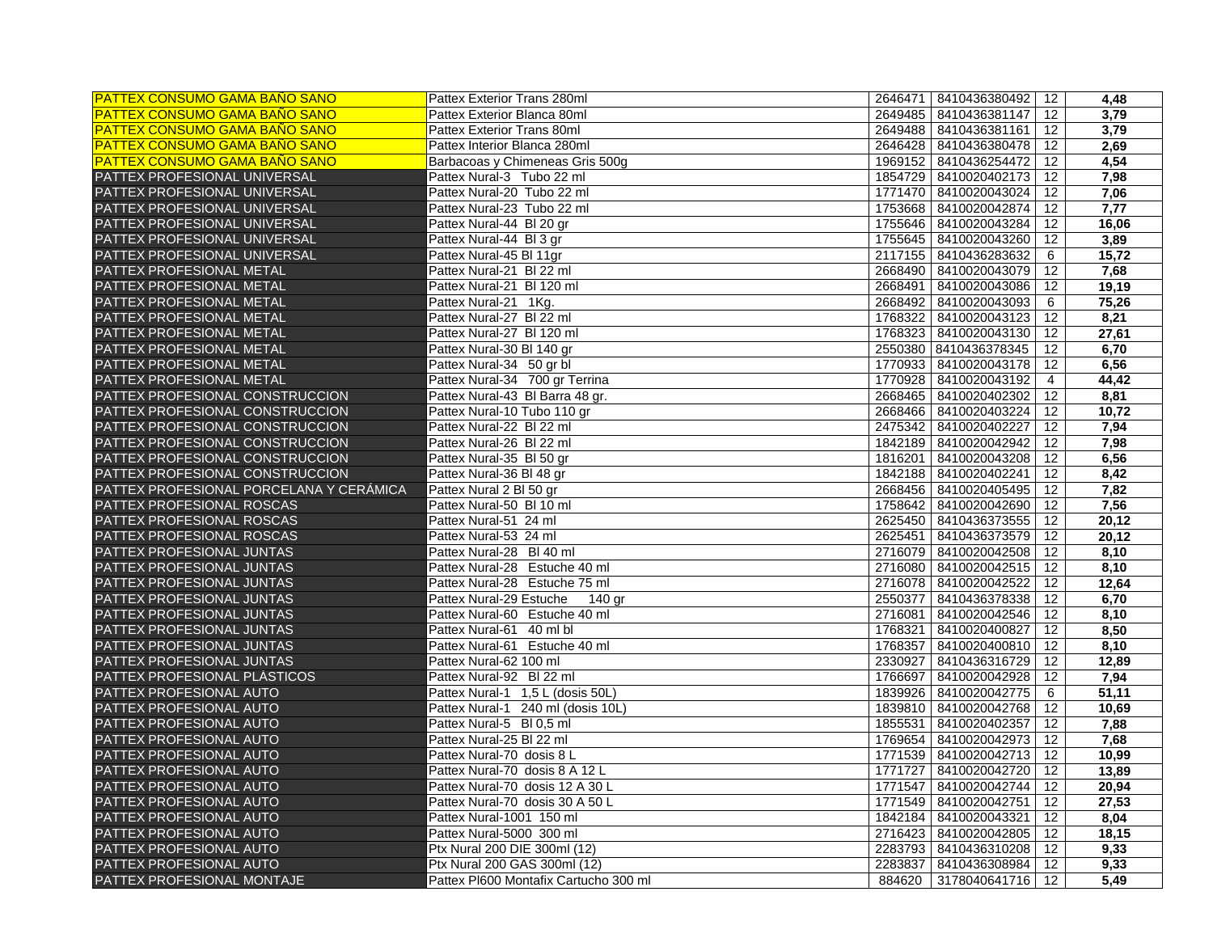| | | | | | |
|---|---|---|---|---|---|
| PATTEX CONSUMO GAMA BAÑO SANO | Pattex Exterior Trans 280ml | 2646471 | 8410436380492 | 12 | **4,48** |
| PATTEX CONSUMO GAMA BAÑO SANO | Pattex Exterior Blanca 80ml | 2649485 | 8410436381147 | 12 | **3,79** |
| PATTEX CONSUMO GAMA BAÑO SANO | Pattex Exterior Trans 80ml | 2649488 | 8410436381161 | 12 | **3,79** |
| PATTEX CONSUMO GAMA BAÑO SANO | Pattex Interior Blanca 280ml | 2646428 | 8410436380478 | 12 | **2,69** |
| PATTEX CONSUMO GAMA BAÑO SANO | Barbacoas y Chimeneas Gris 500g | 1969152 | 8410436254472 | 12 | **4,54** |
| PATTEX PROFESIONAL UNIVERSAL | Pattex Nural-3 Tubo 22 ml | 1854729 | 8410020402173 | 12 | **7,98** |
| PATTEX PROFESIONAL UNIVERSAL | Pattex Nural-20 Tubo 22 ml | 1771470 | 8410020043024 | 12 | **7,06** |
| PATTEX PROFESIONAL UNIVERSAL | Pattex Nural-23 Tubo 22 ml | 1753668 | 8410020042874 | 12 | **7,77** |
| PATTEX PROFESIONAL UNIVERSAL | Pattex Nural-44 Bl 20 gr | 1755646 | 8410020043284 | 12 | **16,06** |
| PATTEX PROFESIONAL UNIVERSAL | Pattex Nural-44 Bl 3 gr | 1755645 | 8410020043260 | 12 | **3,89** |
| PATTEX PROFESIONAL UNIVERSAL | Pattex Nural-45 Bl 11gr | 2117155 | 8410436283632 | 6 | **15,72** |
| PATTEX PROFESIONAL METAL | Pattex Nural-21 Bl 22 ml | 2668490 | 8410020043079 | 12 | **7,68** |
| PATTEX PROFESIONAL METAL | Pattex Nural-21 Bl 120 ml | 2668491 | 8410020043086 | 12 | **19,19** |
| PATTEX PROFESIONAL METAL | Pattex Nural-21 1Kg. | 2668492 | 8410020043093 | 6 | **75,26** |
| PATTEX PROFESIONAL METAL | Pattex Nural-27 Bl 22 ml | 1768322 | 8410020043123 | 12 | **8,21** |
| PATTEX PROFESIONAL METAL | Pattex Nural-27 Bl 120 ml | 1768323 | 8410020043130 | 12 | **27,61** |
| PATTEX PROFESIONAL METAL | Pattex Nural-30 Bl 140 gr | 2550380 | 8410436378345 | 12 | **6,70** |
| PATTEX PROFESIONAL METAL | Pattex Nural-34 50 gr bl | 1770933 | 8410020043178 | 12 | **6,56** |
| PATTEX PROFESIONAL METAL | Pattex Nural-34 700 gr Terrina | 1770928 | 8410020043192 | 4 | **44,42** |
| PATTEX PROFESIONAL CONSTRUCCION | Pattex Nural-43 Bl Barra 48 gr. | 2668465 | 8410020402302 | 12 | **8,81** |
| PATTEX PROFESIONAL CONSTRUCCION | Pattex Nural-10 Tubo 110 gr | 2668466 | 8410020403224 | 12 | **10,72** |
| PATTEX PROFESIONAL CONSTRUCCION | Pattex Nural-22 Bl 22 ml | 2475342 | 8410020402227 | 12 | **7,94** |
| PATTEX PROFESIONAL CONSTRUCCION | Pattex Nural-26 Bl 22 ml | 1842189 | 8410020042942 | 12 | **7,98** |
| PATTEX PROFESIONAL CONSTRUCCION | Pattex Nural-35 Bl 50 gr | 1816201 | 8410020043208 | 12 | **6,56** |
| PATTEX PROFESIONAL CONSTRUCCION | Pattex Nural-36 Bl 48 gr | 1842188 | 8410020402241 | 12 | **8,42** |
| PATTEX PROFESIONAL PORCELANA Y CERÁMICA | Pattex Nural 2 Bl 50 gr | 2668456 | 8410020405495 | 12 | **7,82** |
| PATTEX PROFESIONAL ROSCAS | Pattex Nural-50 Bl 10 ml | 1758642 | 8410020042690 | 12 | **7,56** |
| PATTEX PROFESIONAL ROSCAS | Pattex Nural-51 24 ml | 2625450 | 8410436373555 | 12 | **20,12** |
| PATTEX PROFESIONAL ROSCAS | Pattex Nural-53 24 ml | 2625451 | 8410436373579 | 12 | **20,12** |
| PATTEX PROFESIONAL JUNTAS | Pattex Nural-28 Bl 40 ml | 2716079 | 8410020042508 | 12 | **8,10** |
| PATTEX PROFESIONAL JUNTAS | Pattex Nural-28 Estuche 40 ml | 2716080 | 8410020042515 | 12 | **8,10** |
| PATTEX PROFESIONAL JUNTAS | Pattex Nural-28 Estuche 75 ml | 2716078 | 8410020042522 | 12 | **12,64** |
| PATTEX PROFESIONAL JUNTAS | Pattex Nural-29 Estuche 140 gr | 2550377 | 8410436378338 | 12 | **6,70** |
| PATTEX PROFESIONAL JUNTAS | Pattex Nural-60 Estuche 40 ml | 2716081 | 8410020042546 | 12 | **8,10** |
| PATTEX PROFESIONAL JUNTAS | Pattex Nural-61 40 ml bl | 1768321 | 8410020400827 | 12 | **8,50** |
| PATTEX PROFESIONAL JUNTAS | Pattex Nural-61 Estuche 40 ml | 1768357 | 8410020400810 | 12 | **8,10** |
| PATTEX PROFESIONAL JUNTAS | Pattex Nural-62 100 ml | 2330927 | 8410436316729 | 12 | **12,89** |
| PATTEX PROFESIONAL PLÁSTICOS | Pattex Nural-92 Bl 22 ml | 1766697 | 8410020042928 | 12 | **7,94** |
| PATTEX PROFESIONAL AUTO | Pattex Nural-1 1,5 L (dosis 50L) | 1839926 | 8410020042775 | 6 | **51,11** |
| PATTEX PROFESIONAL AUTO | Pattex Nural-1 240 ml (dosis 10L) | 1839810 | 8410020042768 | 12 | **10,69** |
| PATTEX PROFESIONAL AUTO | Pattex Nural-5 Bl 0,5 ml | 1855531 | 8410020402357 | 12 | **7,88** |
| PATTEX PROFESIONAL AUTO | Pattex Nural-25 Bl 22 ml | 1769654 | 8410020042973 | 12 | **7,68** |
| PATTEX PROFESIONAL AUTO | Pattex Nural-70 dosis 8 L | 1771539 | 8410020042713 | 12 | **10,99** |
| PATTEX PROFESIONAL AUTO | Pattex Nural-70 dosis 8 A 12 L | 1771727 | 8410020042720 | 12 | **13,89** |
| PATTEX PROFESIONAL AUTO | Pattex Nural-70 dosis 12 A 30 L | 1771547 | 8410020042744 | 12 | **20,94** |
| PATTEX PROFESIONAL AUTO | Pattex Nural-70 dosis 30 A 50 L | 1771549 | 8410020042751 | 12 | **27,53** |
| PATTEX PROFESIONAL AUTO | Pattex Nural-1001 150 ml | 1842184 | 8410020043321 | 12 | **8,04** |
| PATTEX PROFESIONAL AUTO | Pattex Nural-5000 300 ml | 2716423 | 8410020042805 | 12 | **18,15** |
| PATTEX PROFESIONAL AUTO | Ptx Nural 200 DIE 300ml (12) | 2283793 | 8410436310208 | 12 | **9,33** |
| PATTEX PROFESIONAL AUTO | Ptx Nural 200 GAS 300ml (12) | 2283837 | 8410436308984 | 12 | **9,33** |
| PATTEX PROFESIONAL MONTAJE | Pattex Pl600 Montafix Cartucho 300 ml | 884620 | 3178040641716 | 12 | **5,49** |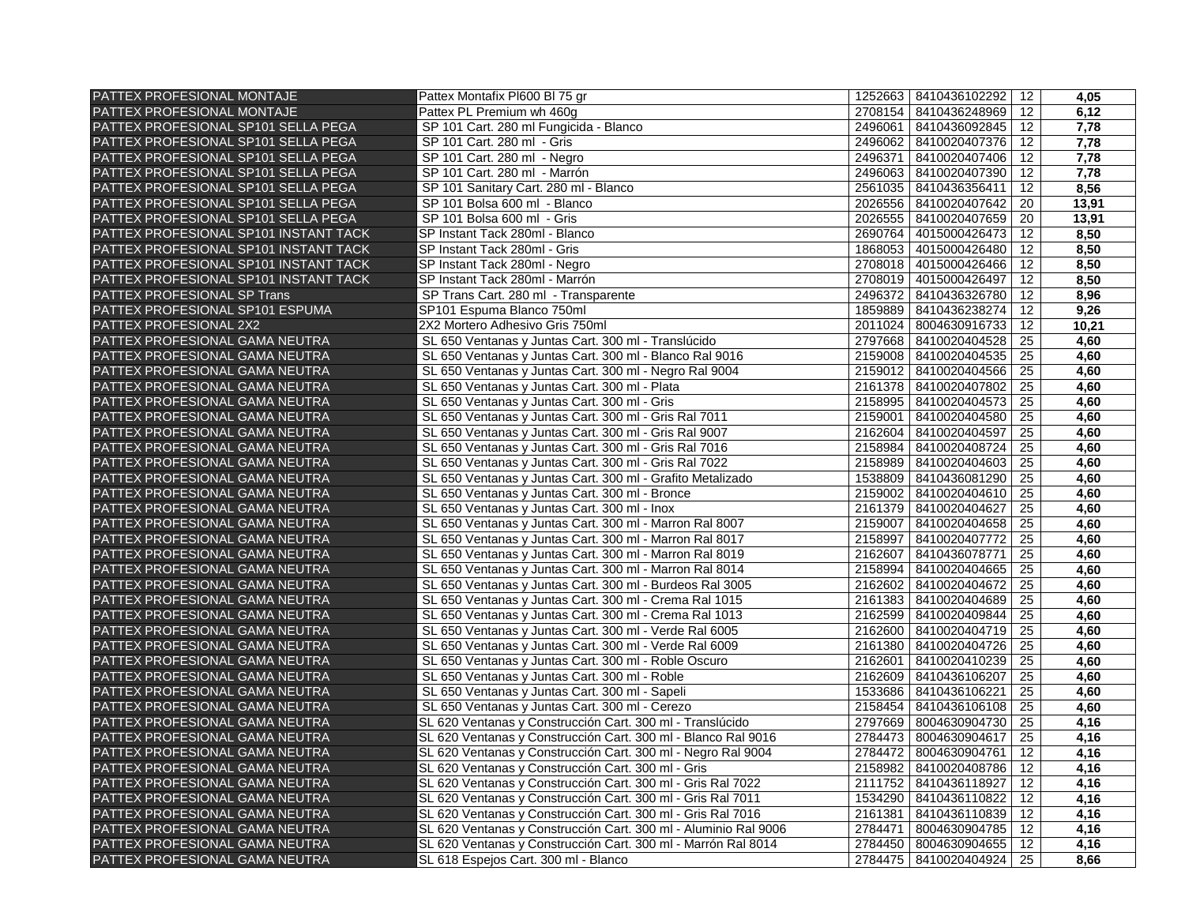| | | | | | |
|---|---|---|---|---|---|
| PATTEX PROFESIONAL MONTAJE | Pattex Montafix Pl600 Bl 75 gr | 1252663 | 8410436102292 | 12 | **4,05** |
| PATTEX PROFESIONAL MONTAJE | Pattex PL Premium wh 460g | 2708154 | 8410436248969 | 12 | **6,12** |
| PATTEX PROFESIONAL SP101 SELLA PEGA | SP 101 Cart. 280 ml Fungicida - Blanco | 2496061 | 8410436092845 | 12 | **7,78** |
| PATTEX PROFESIONAL SP101 SELLA PEGA | SP 101 Cart. 280 ml - Gris | 2496062 | 8410020407376 | 12 | **7,78** |
| PATTEX PROFESIONAL SP101 SELLA PEGA | SP 101 Cart. 280 ml - Negro | 2496371 | 8410020407406 | 12 | **7,78** |
| PATTEX PROFESIONAL SP101 SELLA PEGA | SP 101 Cart. 280 ml - Marrón | 2496063 | 8410020407390 | 12 | **7,78** |
| PATTEX PROFESIONAL SP101 SELLA PEGA | SP 101 Sanitary Cart. 280 ml - Blanco | 2561035 | 8410436356411 | 12 | **8,56** |
| PATTEX PROFESIONAL SP101 SELLA PEGA | SP 101 Bolsa 600 ml - Blanco | 2026556 | 8410020407642 | 20 | **13,91** |
| PATTEX PROFESIONAL SP101 SELLA PEGA | SP 101 Bolsa 600 ml - Gris | 2026555 | 8410020407659 | 20 | **13,91** |
| PATTEX PROFESIONAL SP101 INSTANT TACK | SP Instant Tack 280ml - Blanco | 2690764 | 4015000426473 | 12 | **8,50** |
| PATTEX PROFESIONAL SP101 INSTANT TACK | SP Instant Tack 280ml - Gris | 1868053 | 4015000426480 | 12 | **8,50** |
| PATTEX PROFESIONAL SP101 INSTANT TACK | SP Instant Tack 280ml - Negro | 2708018 | 4015000426466 | 12 | **8,50** |
| PATTEX PROFESIONAL SP101 INSTANT TACK | SP Instant Tack 280ml - Marrón | 2708019 | 4015000426497 | 12 | **8,50** |
| PATTEX PROFESIONAL SP Trans | SP Trans Cart. 280 ml - Transparente | 2496372 | 8410436326780 | 12 | **8,96** |
| PATTEX PROFESIONAL SP101 ESPUMA | SP101 Espuma Blanco 750ml | 1859889 | 8410436238274 | 12 | **9,26** |
| PATTEX PROFESIONAL 2X2 | 2X2 Mortero Adhesivo Gris 750ml | 2011024 | 8004630916733 | 12 | **10,21** |
| PATTEX PROFESIONAL GAMA NEUTRA | SL 650 Ventanas y Juntas Cart. 300 ml - Translúcido | 2797668 | 8410020404528 | 25 | **4,60** |
| PATTEX PROFESIONAL GAMA NEUTRA | SL 650 Ventanas y Juntas Cart. 300 ml - Blanco Ral 9016 | 2159008 | 8410020404535 | 25 | **4,60** |
| PATTEX PROFESIONAL GAMA NEUTRA | SL 650 Ventanas y Juntas Cart. 300 ml - Negro Ral 9004 | 2159012 | 8410020404566 | 25 | **4,60** |
| PATTEX PROFESIONAL GAMA NEUTRA | SL 650 Ventanas y Juntas Cart. 300 ml - Plata | 2161378 | 8410020407802 | 25 | **4,60** |
| PATTEX PROFESIONAL GAMA NEUTRA | SL 650 Ventanas y Juntas Cart. 300 ml - Gris | 2158995 | 8410020404573 | 25 | **4,60** |
| PATTEX PROFESIONAL GAMA NEUTRA | SL 650 Ventanas y Juntas Cart. 300 ml - Gris Ral 7011 | 2159001 | 8410020404580 | 25 | **4,60** |
| PATTEX PROFESIONAL GAMA NEUTRA | SL 650 Ventanas y Juntas Cart. 300 ml - Gris Ral 9007 | 2162604 | 8410020404597 | 25 | **4,60** |
| PATTEX PROFESIONAL GAMA NEUTRA | SL 650 Ventanas y Juntas Cart. 300 ml - Gris Ral 7016 | 2158984 | 8410020408724 | 25 | **4,60** |
| PATTEX PROFESIONAL GAMA NEUTRA | SL 650 Ventanas y Juntas Cart. 300 ml - Gris Ral 7022 | 2158989 | 8410020404603 | 25 | **4,60** |
| PATTEX PROFESIONAL GAMA NEUTRA | SL 650 Ventanas y Juntas Cart. 300 ml - Grafito Metalizado | 1538809 | 8410436081290 | 25 | **4,60** |
| PATTEX PROFESIONAL GAMA NEUTRA | SL 650 Ventanas y Juntas Cart. 300 ml - Bronce | 2159002 | 8410020404610 | 25 | **4,60** |
| PATTEX PROFESIONAL GAMA NEUTRA | SL 650 Ventanas y Juntas Cart. 300 ml - Inox | 2161379 | 8410020404627 | 25 | **4,60** |
| PATTEX PROFESIONAL GAMA NEUTRA | SL 650 Ventanas y Juntas Cart. 300 ml - Marron Ral 8007 | 2159007 | 8410020404658 | 25 | **4,60** |
| PATTEX PROFESIONAL GAMA NEUTRA | SL 650 Ventanas y Juntas Cart. 300 ml - Marron Ral 8017 | 2158997 | 8410020407772 | 25 | **4,60** |
| PATTEX PROFESIONAL GAMA NEUTRA | SL 650 Ventanas y Juntas Cart. 300 ml - Marron Ral 8019 | 2162607 | 8410436078771 | 25 | **4,60** |
| PATTEX PROFESIONAL GAMA NEUTRA | SL 650 Ventanas y Juntas Cart. 300 ml - Marron Ral 8014 | 2158994 | 8410020404665 | 25 | **4,60** |
| PATTEX PROFESIONAL GAMA NEUTRA | SL 650 Ventanas y Juntas Cart. 300 ml - Burdeos Ral 3005 | 2162602 | 8410020404672 | 25 | **4,60** |
| PATTEX PROFESIONAL GAMA NEUTRA | SL 650 Ventanas y Juntas Cart. 300 ml - Crema Ral 1015 | 2161383 | 8410020404689 | 25 | **4,60** |
| PATTEX PROFESIONAL GAMA NEUTRA | SL 650 Ventanas y Juntas Cart. 300 ml - Crema Ral 1013 | 2162599 | 8410020409844 | 25 | **4,60** |
| PATTEX PROFESIONAL GAMA NEUTRA | SL 650 Ventanas y Juntas Cart. 300 ml - Verde Ral 6005 | 2162600 | 8410020404719 | 25 | **4,60** |
| PATTEX PROFESIONAL GAMA NEUTRA | SL 650 Ventanas y Juntas Cart. 300 ml - Verde Ral 6009 | 2161380 | 8410020404726 | 25 | **4,60** |
| PATTEX PROFESIONAL GAMA NEUTRA | SL 650 Ventanas y Juntas Cart. 300 ml - Roble Oscuro | 2162601 | 8410020410239 | 25 | **4,60** |
| PATTEX PROFESIONAL GAMA NEUTRA | SL 650 Ventanas y Juntas Cart. 300 ml - Roble | 2162609 | 8410436106207 | 25 | **4,60** |
| PATTEX PROFESIONAL GAMA NEUTRA | SL 650 Ventanas y Juntas Cart. 300 ml - Sapeli | 1533686 | 8410436106221 | 25 | **4,60** |
| PATTEX PROFESIONAL GAMA NEUTRA | SL 650 Ventanas y Juntas Cart. 300 ml - Cerezo | 2158454 | 8410436106108 | 25 | **4,60** |
| PATTEX PROFESIONAL GAMA NEUTRA | SL 620 Ventanas y Construcción Cart. 300 ml - Translúcido | 2797669 | 8004630904730 | 25 | **4,16** |
| PATTEX PROFESIONAL GAMA NEUTRA | SL 620 Ventanas y Construcción Cart. 300 ml - Blanco Ral 9016 | 2784473 | 8004630904617 | 25 | **4,16** |
| PATTEX PROFESIONAL GAMA NEUTRA | SL 620 Ventanas y Construcción Cart. 300 ml - Negro Ral 9004 | 2784472 | 8004630904761 | 12 | **4,16** |
| PATTEX PROFESIONAL GAMA NEUTRA | SL 620 Ventanas y Construcción Cart. 300 ml - Gris | 2158982 | 8410020408786 | 12 | **4,16** |
| PATTEX PROFESIONAL GAMA NEUTRA | SL 620 Ventanas y Construcción Cart. 300 ml - Gris Ral 7022 | 2111752 | 8410436118927 | 12 | **4,16** |
| PATTEX PROFESIONAL GAMA NEUTRA | SL 620 Ventanas y Construcción Cart. 300 ml - Gris Ral 7011 | 1534290 | 8410436110822 | 12 | **4,16** |
| PATTEX PROFESIONAL GAMA NEUTRA | SL 620 Ventanas y Construcción Cart. 300 ml - Gris Ral 7016 | 2161381 | 8410436110839 | 12 | **4,16** |
| PATTEX PROFESIONAL GAMA NEUTRA | SL 620 Ventanas y Construcción Cart. 300 ml - Aluminio Ral 9006 | 2784471 | 8004630904785 | 12 | **4,16** |
| PATTEX PROFESIONAL GAMA NEUTRA | SL 620 Ventanas y Construcción Cart. 300 ml - Marrón Ral 8014 | 2784450 | 8004630904655 | 12 | **4,16** |
| PATTEX PROFESIONAL GAMA NEUTRA | SL 618 Espejos Cart. 300 ml - Blanco | 2784475 | 8410020404924 | 25 | **8,66** |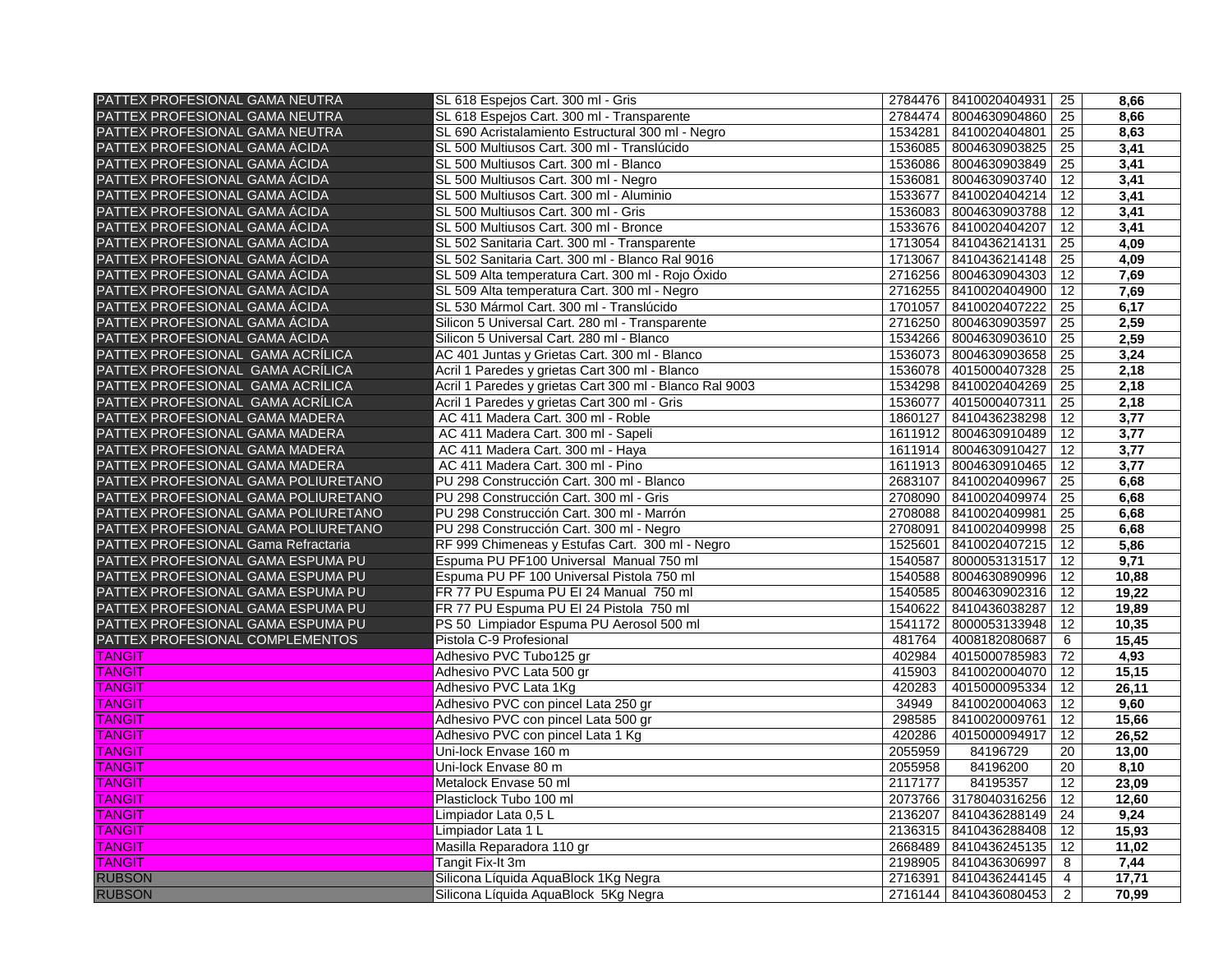| | | | | | |
|---|---|---|---|---|---|
| PATTEX PROFESIONAL GAMA NEUTRA | SL 618 Espejos Cart. 300 ml - Gris | 2784476 | 8410020404931 | 25 | **8,66** |
| PATTEX PROFESIONAL GAMA NEUTRA | SL 618 Espejos Cart. 300 ml - Transparente | 2784474 | 8004630904860 | 25 | **8,66** |
| PATTEX PROFESIONAL GAMA NEUTRA | SL 690 Acristalamiento Estructural 300 ml - Negro | 1534281 | 8410020404801 | 25 | **8,63** |
| PATTEX PROFESIONAL GAMA ÁCIDA | SL 500 Multiusos Cart. 300 ml - Translúcido | 1536085 | 8004630903825 | 25 | **3,41** |
| PATTEX PROFESIONAL GAMA ÁCIDA | SL 500 Multiusos Cart. 300 ml - Blanco | 1536086 | 8004630903849 | 25 | **3,41** |
| PATTEX PROFESIONAL GAMA ÁCIDA | SL 500 Multiusos Cart. 300 ml - Negro | 1536081 | 8004630903740 | 12 | **3,41** |
| PATTEX PROFESIONAL GAMA ÁCIDA | SL 500 Multiusos Cart. 300 ml - Aluminio | 1533677 | 8410020404214 | 12 | **3,41** |
| PATTEX PROFESIONAL GAMA ÁCIDA | SL 500 Multiusos Cart. 300 ml - Gris | 1536083 | 8004630903788 | 12 | **3,41** |
| PATTEX PROFESIONAL GAMA ÁCIDA | SL 500 Multiusos Cart. 300 ml - Bronce | 1533676 | 8410020404207 | 12 | **3,41** |
| PATTEX PROFESIONAL GAMA ÁCIDA | SL 502 Sanitaria Cart. 300 ml - Transparente | 1713054 | 8410436214131 | 25 | **4,09** |
| PATTEX PROFESIONAL GAMA ÁCIDA | SL 502 Sanitaria Cart. 300 ml - Blanco Ral 9016 | 1713067 | 8410436214148 | 25 | **4,09** |
| PATTEX PROFESIONAL GAMA ÁCIDA | SL 509 Alta temperatura Cart. 300 ml - Rojo Óxido | 2716256 | 8004630904303 | 12 | **7,69** |
| PATTEX PROFESIONAL GAMA ÁCIDA | SL 509 Alta temperatura Cart. 300 ml - Negro | 2716255 | 8410020404900 | 12 | **7,69** |
| PATTEX PROFESIONAL GAMA ÁCIDA | SL 530 Mármol Cart. 300 ml - Translúcido | 1701057 | 8410020407222 | 25 | **6,17** |
| PATTEX PROFESIONAL GAMA ÁCIDA | Silicon 5 Universal Cart. 280 ml - Transparente | 2716250 | 8004630903597 | 25 | **2,59** |
| PATTEX PROFESIONAL GAMA ÁCIDA | Silicon 5 Universal Cart. 280 ml - Blanco | 1534266 | 8004630903610 | 25 | **2,59** |
| PATTEX PROFESIONAL GAMA ACRÍLICA | AC 401 Juntas y Grietas Cart. 300 ml - Blanco | 1536073 | 8004630903658 | 25 | **3,24** |
| PATTEX PROFESIONAL GAMA ACRÍLICA | Acril 1 Paredes y grietas Cart 300 ml - Blanco | 1536078 | 4015000407328 | 25 | **2,18** |
| PATTEX PROFESIONAL GAMA ACRÍLICA | Acril 1 Paredes y grietas Cart 300 ml - Blanco Ral 9003 | 1534298 | 8410020404269 | 25 | **2,18** |
| PATTEX PROFESIONAL GAMA ACRÍLICA | Acril 1 Paredes y grietas Cart 300 ml - Gris | 1536077 | 4015000407311 | 25 | **2,18** |
| PATTEX PROFESIONAL GAMA MADERA | AC 411 Madera Cart. 300 ml - Roble | 1860127 | 8410436238298 | 12 | **3,77** |
| PATTEX PROFESIONAL GAMA MADERA | AC 411 Madera Cart. 300 ml - Sapeli | 1611912 | 8004630910489 | 12 | **3,77** |
| PATTEX PROFESIONAL GAMA MADERA | AC 411 Madera Cart. 300 ml - Haya | 1611914 | 8004630910427 | 12 | **3,77** |
| PATTEX PROFESIONAL GAMA MADERA | AC 411 Madera Cart. 300 ml - Pino | 1611913 | 8004630910465 | 12 | **3,77** |
| PATTEX PROFESIONAL GAMA POLIURETANO | PU 298 Construcción Cart. 300 ml - Blanco | 2683107 | 8410020409967 | 25 | **6,68** |
| PATTEX PROFESIONAL GAMA POLIURETANO | PU 298 Construcción Cart. 300 ml - Gris | 2708090 | 8410020409974 | 25 | **6,68** |
| PATTEX PROFESIONAL GAMA POLIURETANO | PU 298 Construcción Cart. 300 ml - Marrón | 2708088 | 8410020409981 | 25 | **6,68** |
| PATTEX PROFESIONAL GAMA POLIURETANO | PU 298 Construcción Cart. 300 ml - Negro | 2708091 | 8410020409998 | 25 | **6,68** |
| PATTEX PROFESIONAL Gama Refractaria | RF 999 Chimeneas y Estufas Cart. 300 ml - Negro | 1525601 | 8410020407215 | 12 | **5,86** |
| PATTEX PROFESIONAL GAMA ESPUMA PU | Espuma PU PF100 Universal Manual 750 ml | 1540587 | 8000053131517 | 12 | **9,71** |
| PATTEX PROFESIONAL GAMA ESPUMA PU | Espuma PU PF 100 Universal Pistola 750 ml | 1540588 | 8004630890996 | 12 | **10,88** |
| PATTEX PROFESIONAL GAMA ESPUMA PU | FR 77 PU Espuma PU EI 24 Manual 750 ml | 1540585 | 8004630902316 | 12 | **19,22** |
| PATTEX PROFESIONAL GAMA ESPUMA PU | FR 77 PU Espuma PU EI 24 Pistola 750 ml | 1540622 | 8410436038287 | 12 | **19,89** |
| PATTEX PROFESIONAL GAMA ESPUMA PU | PS 50 Limpiador Espuma PU Aerosol 500 ml | 1541172 | 8000053133948 | 12 | **10,35** |
| PATTEX PROFESIONAL COMPLEMENTOS | Pistola C-9 Profesional | 481764 | 4008182080687 | 6 | **15,45** |
| TANGIT | Adhesivo PVC Tubo125 gr | 402984 | 4015000785983 | 72 | **4,93** |
| TANGIT | Adhesivo PVC Lata 500 gr | 415903 | 8410020004070 | 12 | **15,15** |
| TANGIT | Adhesivo PVC Lata 1Kg | 420283 | 4015000095334 | 12 | **26,11** |
| TANGIT | Adhesivo PVC con pincel Lata 250 gr | 34949 | 8410020004063 | 12 | **9,60** |
| TANGIT | Adhesivo PVC con pincel Lata 500 gr | 298585 | 8410020009761 | 12 | **15,66** |
| TANGIT | Adhesivo PVC con pincel Lata 1 Kg | 420286 | 4015000094917 | 12 | **26,52** |
| TANGIT | Uni-lock Envase 160 m | 2055959 | 84196729 | 20 | **13,00** |
| TANGIT | Uni-lock Envase 80 m | 2055958 | 84196200 | 20 | **8,10** |
| TANGIT | Metalock Envase 50 ml | 2117177 | 84195357 | 12 | **23,09** |
| TANGIT | Plasticlock Tubo 100 ml | 2073766 | 3178040316256 | 12 | **12,60** |
| TANGIT | Limpiador Lata 0,5 L | 2136207 | 8410436288149 | 24 | **9,24** |
| TANGIT | Limpiador Lata 1 L | 2136315 | 8410436288408 | 12 | **15,93** |
| TANGIT | Masilla Reparadora 110 gr | 2668489 | 8410436245135 | 12 | **11,02** |
| TANGIT | Tangit Fix-It 3m | 2198905 | 8410436306997 | 8 | **7,44** |
| RUBSON | Silicona Líquida AquaBlock 1Kg Negra | 2716391 | 8410436244145 | 4 | **17,71** |
| RUBSON | Silicona Líquida AquaBlock 5Kg Negra | 2716144 | 8410436080453 | 2 | **70,99** |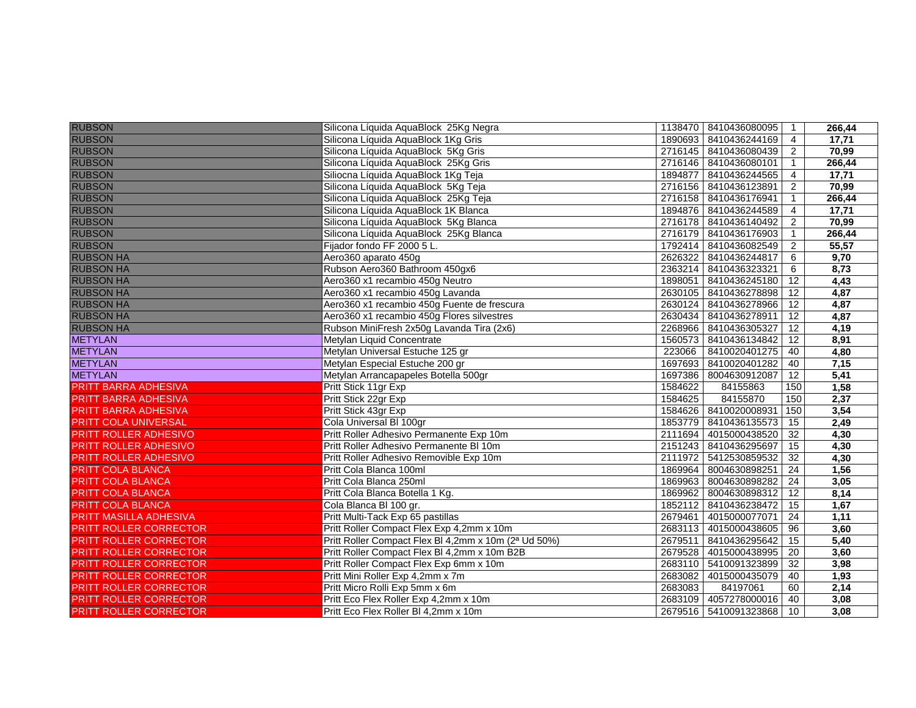| | | | | | |
|---|---|---|---|---|---|
| RUBSON | Silicona Líquida AquaBlock 25Kg Negra | 1138470 | 8410436080095 | 1 | **266,44** |
| RUBSON | Silicona Líquida AquaBlock 1Kg Gris | 1890693 | 8410436244169 | 4 | **17,71** |
| RUBSON | Silicona Líquida AquaBlock 5Kg Gris | 2716145 | 8410436080439 | 2 | **70,99** |
| RUBSON | Silicona Líquida AquaBlock 25Kg Gris | 2716146 | 8410436080101 | 1 | **266,44** |
| RUBSON | Siliocna Líquida AquaBlock 1Kg Teja | 1894877 | 8410436244565 | 4 | **17,71** |
| RUBSON | Silicona Líquida AquaBlock 5Kg Teja | 2716156 | 8410436123891 | 2 | **70,99** |
| RUBSON | Silicona Líquida AquaBlock 25Kg Teja | 2716158 | 8410436176941 | 1 | **266,44** |
| RUBSON | Silicona Líquida AquaBlock 1K Blanca | 1894876 | 8410436244589 | 4 | **17,71** |
| RUBSON | Silicona Líquida AquaBlock 5Kg Blanca | 2716178 | 8410436140492 | 2 | **70,99** |
| RUBSON | Silicona Líquida AquaBlock 25Kg Blanca | 2716179 | 8410436176903 | 1 | **266,44** |
| RUBSON | Fijador fondo FF 2000 5 L. | 1792414 | 8410436082549 | 2 | **55,57** |
| RUBSON HA | Aero360 aparato 450g | 2626322 | 8410436244817 | 6 | **9,70** |
| RUBSON HA | Rubson Aero360 Bathroom 450gx6 | 2363214 | 8410436323321 | 6 | **8,73** |
| RUBSON HA | Aero360 x1 recambio 450g Neutro | 1898051 | 8410436245180 | 12 | **4,43** |
| RUBSON HA | Aero360 x1 recambio 450g Lavanda | 2630105 | 8410436278898 | 12 | **4,87** |
| RUBSON HA | Aero360 x1 recambio 450g Fuente de frescura | 2630124 | 8410436278966 | 12 | **4,87** |
| RUBSON HA | Aero360 x1 recambio 450g Flores silvestres | 2630434 | 8410436278911 | 12 | **4,87** |
| RUBSON HA | Rubson MiniFresh 2x50g Lavanda Tira (2x6) | 2268966 | 8410436305327 | 12 | **4,19** |
| METYLAN | Metylan Liquid Concentrate | 1560573 | 8410436134842 | 12 | **8,91** |
| METYLAN | Metylan Universal Estuche 125 gr | 223066 | 8410020401275 | 40 | **4,80** |
| METYLAN | Metylan Especial Estuche 200 gr | 1697693 | 8410020401282 | 40 | **7,15** |
| METYLAN | Metylan Arrancapapeles Botella 500gr | 1697386 | 8004630912087 | 12 | **5,41** |
| PRITT BARRA ADHESIVA | Pritt Stick 11gr Exp | 1584622 | 84155863 | 150 | **1,58** |
| PRITT BARRA ADHESIVA | Pritt Stick 22gr Exp | 1584625 | 84155870 | 150 | **2,37** |
| PRITT BARRA ADHESIVA | Pritt Stick 43gr Exp | 1584626 | 8410020008931 | 150 | **3,54** |
| PRITT COLA UNIVERSAL | Cola Universal Bl 100gr | 1853779 | 8410436135573 | 15 | **2,49** |
| PRITT ROLLER ADHESIVO | Pritt Roller Adhesivo Permanente Exp 10m | 2111694 | 4015000438520 | 32 | **4,30** |
| PRITT ROLLER ADHESIVO | Pritt Roller Adhesivo Permanente Bl 10m | 2151243 | 8410436295697 | 15 | **4,30** |
| PRITT ROLLER ADHESIVO | Pritt Roller Adhesivo Removible Exp 10m | 2111972 | 5412530859532 | 32 | **4,30** |
| PRITT COLA BLANCA | Pritt Cola Blanca 100ml | 1869964 | 8004630898251 | 24 | **1,56** |
| PRITT COLA BLANCA | Pritt Cola Blanca 250ml | 1869963 | 8004630898282 | 24 | **3,05** |
| PRITT COLA BLANCA | Pritt Cola Blanca Botella 1 Kg. | 1869962 | 8004630898312 | 12 | **8,14** |
| PRITT COLA BLANCA | Cola Blanca Bl 100 gr. | 1852112 | 8410436238472 | 15 | **1,67** |
| PRITT MASILLA ADHESIVA | Pritt Multi-Tack Exp 65 pastillas | 2679461 | 4015000077071 | 24 | **1,11** |
| PRITT ROLLER CORRECTOR | Pritt Roller Compact Flex Exp 4,2mm x 10m | 2683113 | 4015000438605 | 96 | **3,60** |
| PRITT ROLLER CORRECTOR | Pritt Roller Compact Flex Bl 4,2mm x 10m (2ª Ud 50%) | 2679511 | 8410436295642 | 15 | **5,40** |
| PRITT ROLLER CORRECTOR | Pritt Roller Compact Flex Bl 4,2mm x 10m B2B | 2679528 | 4015000438995 | 20 | **3,60** |
| PRITT ROLLER CORRECTOR | Pritt Roller Compact Flex Exp 6mm x 10m | 2683110 | 5410091323899 | 32 | **3,98** |
| PRITT ROLLER CORRECTOR | Pritt Mini Roller Exp 4,2mm x 7m | 2683082 | 4015000435079 | 40 | **1,93** |
| PRITT ROLLER CORRECTOR | Pritt Micro Rolli Exp 5mm x 6m | 2683083 | 84197061 | 60 | **2,14** |
| PRITT ROLLER CORRECTOR | Pritt Eco Flex Roller Exp 4,2mm x 10m | 2683109 | 4057278000016 | 40 | **3,08** |
| PRITT ROLLER CORRECTOR | Pritt Eco Flex Roller Bl 4,2mm x 10m | 2679516 | 5410091323868 | 10 | **3,08** |